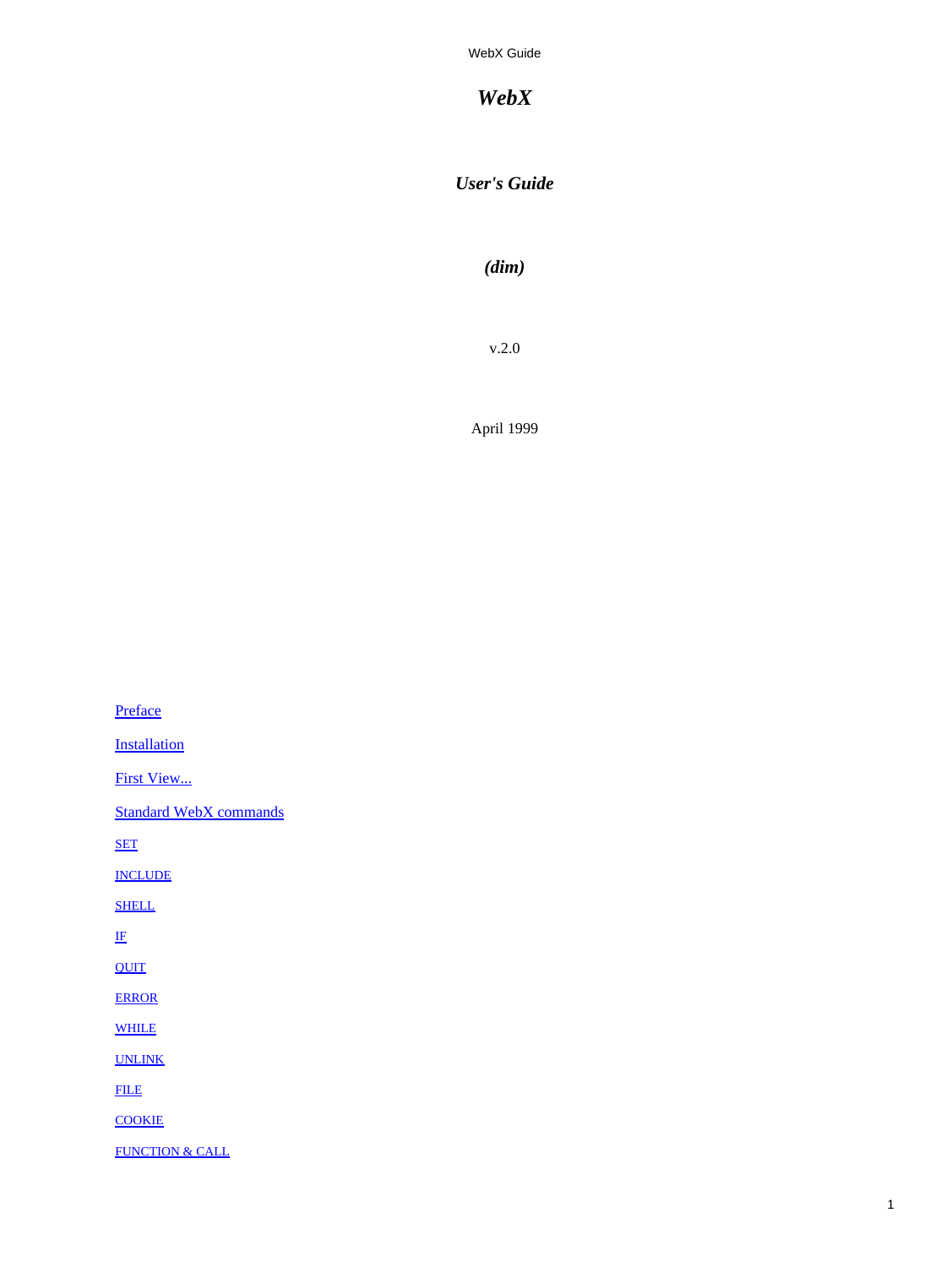# *WebX*

## *User's Guide*

## *(dim)*

v.2.0

April 1999

[Preface]

[Installation]

[First View...]

[Standard WebX commands]

[SET]

[INCLUDE]

[SHELL]

[IF]

[QUIT]

[ERROR]

[WHILE]

[UNLINK]

[FILE]

[COOKIE]

[FUNCTION & CALL]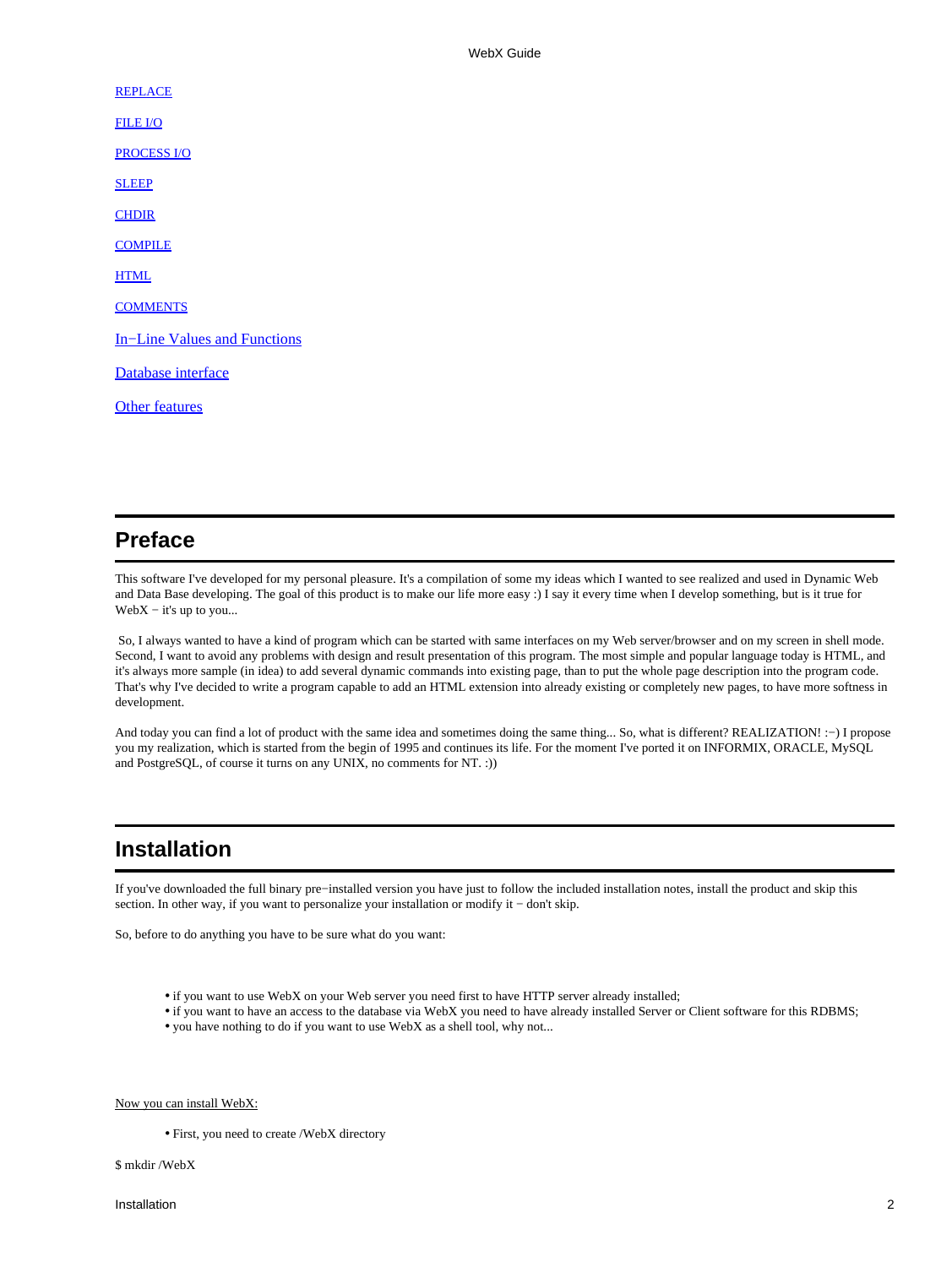[REPLACE](#)

[FILE I/O](#)

[PROCESS I/O](#)

[SLEEP](#)

[CHDIR](#)

[COMPILE](#)

[HTML](#)

[COMMENTS](#)

[In−Line Values and Functions](#)

[Database interface](#)

[Other features](#)

---

## Preface

---

This software I've developed for my personal pleasure. It's a compilation of some my ideas which I wanted to see realized and used in Dynamic Web and Data Base developing. The goal of this product is to make our life more easy :) I say it every time when I develop something, but is it true for WebX − it's up to you...

So, I always wanted to have a kind of program which can be started with same interfaces on my Web server/browser and on my screen in shell mode. Second, I want to avoid any problems with design and result presentation of this program. The most simple and popular language today is HTML, and it's always more sample (in idea) to add several dynamic commands into existing page, than to put the whole page description into the program code. That's why I've decided to write a program capable to add an HTML extension into already existing or completely new pages, to have more softness in development.

And today you can find a lot of product with the same idea and sometimes doing the same thing... So, what is different? REALIZATION! :−) I propose you my realization, which is started from the begin of 1995 and continues its life. For the moment I've ported it on INFORMIX, ORACLE, MySQL and PostgreSQL, of course it turns on any UNIX, no comments for NT. :))

---

## Installation

---

If you've downloaded the full binary pre−installed version you have just to follow the included installation notes, install the product and skip this section. In other way, if you want to personalize your installation or modify it − don't skip.

So, before to do anything you have to be sure what do you want:

- if you want to use WebX on your Web server you need first to have HTTP server already installed;
- if you want to have an access to the database via WebX you need to have already installed Server or Client software for this RDBMS;
- you have nothing to do if you want to use WebX as a shell tool, why not...

Now you can install WebX:

- First, you need to create /WebX directory

```
$ mkdir /WebX
```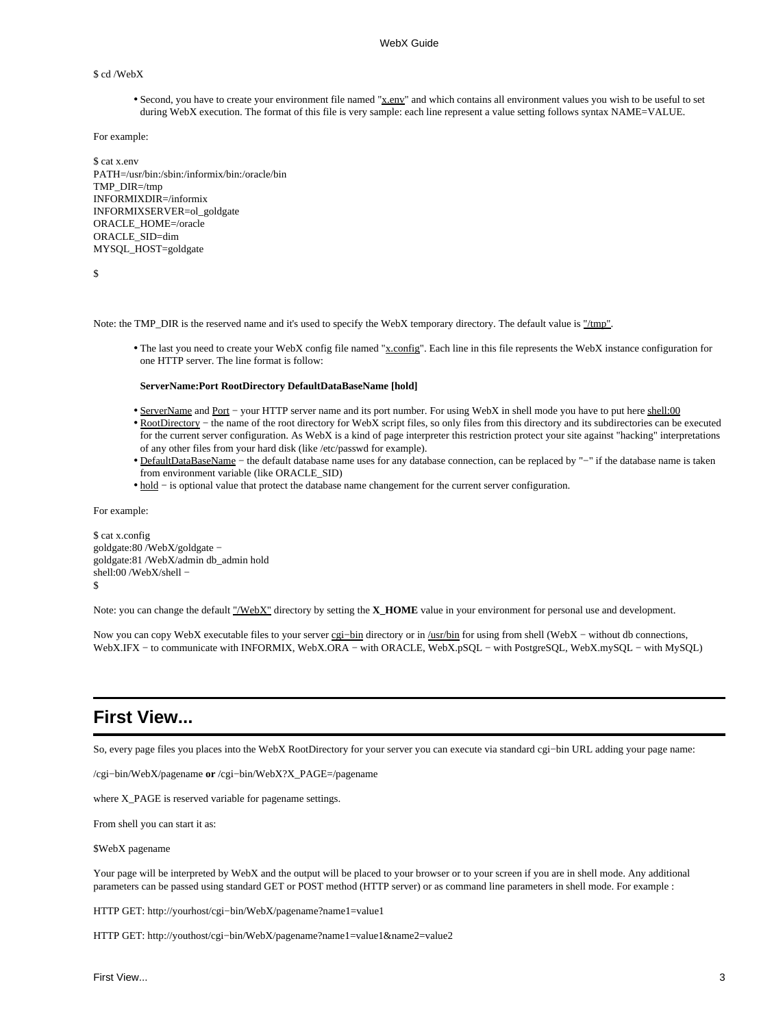$ cd /WebX

- Second, you have to create your environment file named "x.env" and which contains all environment values you wish to be useful to set during WebX execution. The format of this file is very sample: each line represent a value setting follows syntax NAME=VALUE.

For example:

```
$ cat x.env
PATH=/usr/bin:/sbin:/informix/bin:/oracle/bin
TMP_DIR=/tmp
INFORMIXDIR=/informix
INFORMIXSERVER=ol_goldgate
ORACLE_HOME=/oracle
ORACLE_SID=dim
MYSQL_HOST=goldgate

$
```

Note: the TMP_DIR is the reserved name and it's used to specify the WebX temporary directory. The default value is "/tmp".

- The last you need to create your WebX config file named "x.config". Each line in this file represents the WebX instance configuration for one HTTP server. The line format is follow:

  **ServerName:Port RootDirectory DefaultDataBaseName [hold]**

- ServerName and Port − your HTTP server name and its port number. For using WebX in shell mode you have to put here shell:00
- RootDirectory − the name of the root directory for WebX script files, so only files from this directory and its subdirectories can be executed for the current server configuration. As WebX is a kind of page interpreter this restriction protect your site against "hacking" interpretations of any other files from your hard disk (like /etc/passwd for example).
- DefaultDataBaseName − the default database name uses for any database connection, can be replaced by "−" if the database name is taken from environment variable (like ORACLE_SID)
- hold − is optional value that protect the database name changement for the current server configuration.

For example:

```
$ cat x.config
goldgate:80 /WebX/goldgate −
goldgate:81 /WebX/admin db_admin hold
shell:00 /WebX/shell −
$
```

Note: you can change the default "/WebX" directory by setting the **X_HOME** value in your environment for personal use and development.

Now you can copy WebX executable files to your server cgi−bin directory or in /usr/bin for using from shell (WebX − without db connections, WebX.IFX − to communicate with INFORMIX, WebX.ORA − with ORACLE, WebX.pSQL − with PostgreSQL, WebX.mySQL − with MySQL)

## First View...

So, every page files you places into the WebX RootDirectory for your server you can execute via standard cgi−bin URL adding your page name:

/cgi−bin/WebX/pagename **or** /cgi−bin/WebX?X_PAGE=/pagename

where X_PAGE is reserved variable for pagename settings.

From shell you can start it as:

$WebX pagename

Your page will be interpreted by WebX and the output will be placed to your browser or to your screen if you are in shell mode. Any additional parameters can be passed using standard GET or POST method (HTTP server) or as command line parameters in shell mode. For example :

HTTP GET: http://yourhost/cgi−bin/WebX/pagename?name1=value1

HTTP GET: http://youthost/cgi−bin/WebX/pagename?name1=value1&name2=value2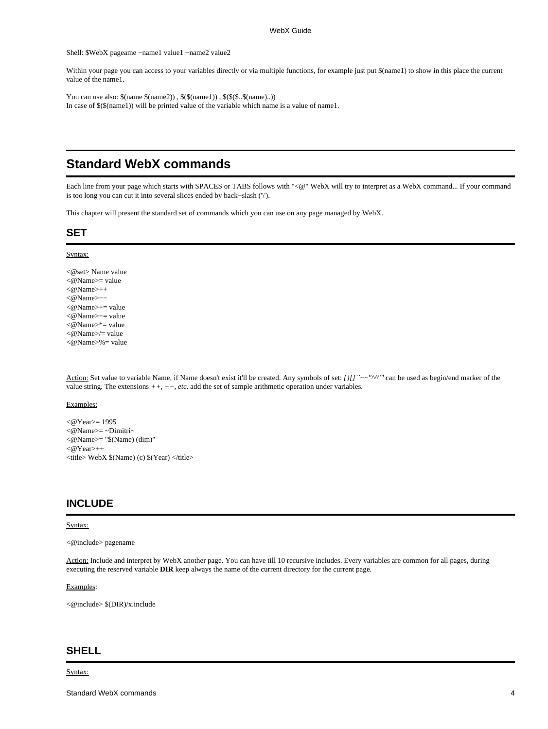Shell: $WebX pageame −name1 value1 −name2 value2

Within your page you can access to your variables directly or via multiple functions, for example just put $(name1) to show in this place the current value of the name1.

You can use also: $(name $(name2)) , $($(name1)) , $($($..$(name)..))
In case of $($(name1)) will be printed value of the variable which name is a value of name1.

# Standard WebX commands

Each line from your page which starts with SPACES or TABS follows with "<@" WebX will try to interpret as a WebX command... If your command is too long you can cut it into several slices ended by back−slash ('\').

This chapter will present the standard set of commands which you can use on any page managed by WebX.

## SET

Syntax:

```
<@set> Name value
<@Name>= value
<@Name>++
<@Name>−−
<@Name>+= value
<@Name>−= value
<@Name>*= value
<@Name>/= value
<@Name>%= value
```

Action: Set value to variable Name, if Name doesn't exist it'll be created. Any symbols of set: *{}[]``~~''^^""* can be used as begin/end marker of the value string. The extensions ++, −−, *etc.* add the set of sample arithmetic operation under variables.

Examples:

```
<@Year>= 1995
<@Name>= ~Dimitri~
<@Name>= "$(Name) (dim)"
<@Year>++
<title> WebX $(Name) (c) $(Year) </title>
```

## INCLUDE

Syntax:

```
<@include> pagename
```

Action: Include and interpret by WebX another page. You can have till 10 recursive includes. Every variables are common for all pages, during executing the reserved variable **DIR** keep always the name of the current directory for the current page.

Examples:

```
<@include> $(DIR)/x.include
```

## SHELL

Syntax: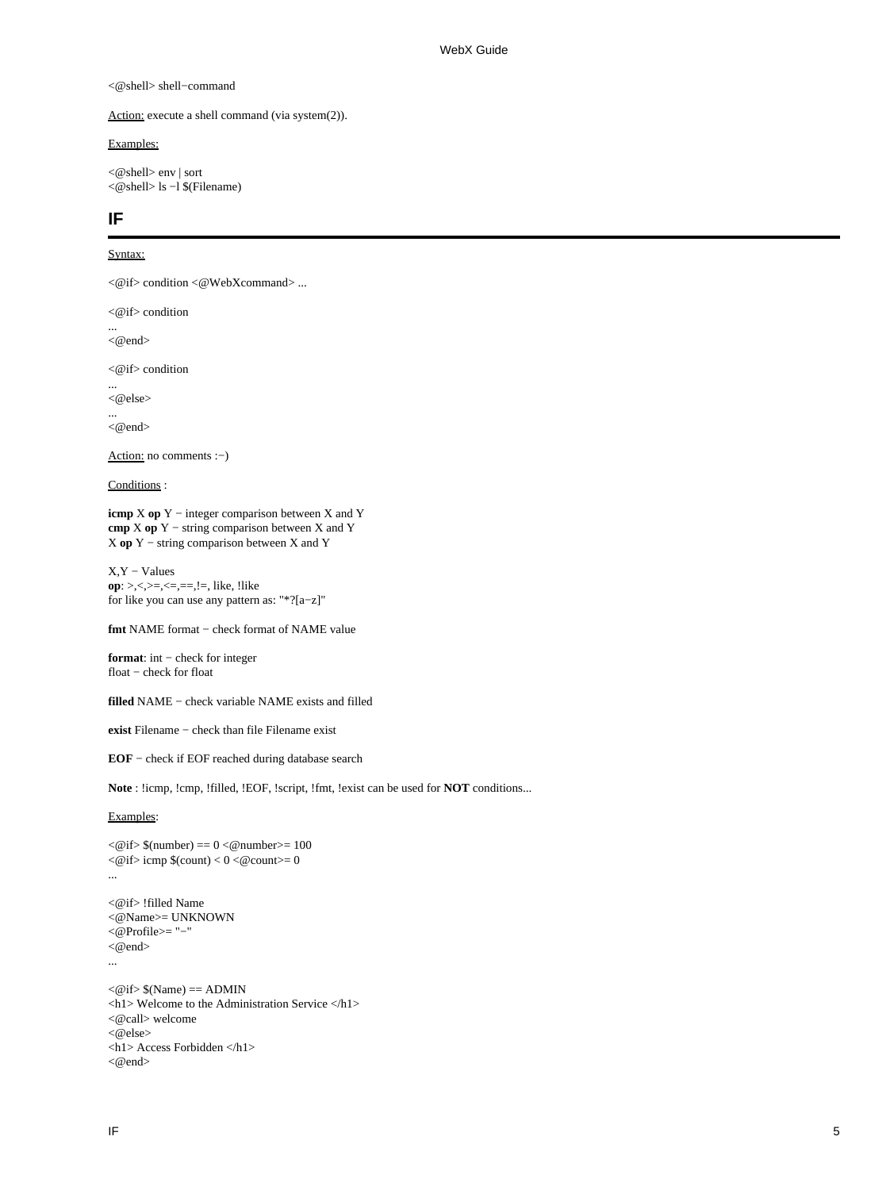<@shell> shell−command

Action: execute a shell command (via system(2)).

Examples:

```
<@shell> env | sort
<@shell> ls −l $(Filename)
```

## IF

Syntax:

```
<@if> condition <@WebXcommand> ...
```

```
<@if> condition
...
<@end>
```

```
<@if> condition
...
<@else>
...
<@end>
```

Action: no comments :−)

Conditions :

**icmp** X **op** Y − integer comparison between X and Y
**cmp** X **op** Y − string comparison between X and Y
X **op** Y − string comparison between X and Y

X,Y − Values
**op**: >,<,>=,<=,==,!=, like, !like
for like you can use any pattern as: "*?[a−z]"

**fmt** NAME format − check format of NAME value

**format**: int − check for integer
float − check for float

**filled** NAME − check variable NAME exists and filled

**exist** Filename − check than file Filename exist

**EOF** − check if EOF reached during database search

**Note** : !icmp, !cmp, !filled, !EOF, !script, !fmt, !exist can be used for **NOT** conditions...

Examples:

```
<@if> $(number) == 0 <@number>= 100
<@if> icmp $(count) < 0 <@count>= 0
...
```

```
<@if> !filled Name
<@Name>= UNKNOWN
<@Profile>= "−"
<@end>
...
```

```
<@if> $(Name) == ADMIN
<h1> Welcome to the Administration Service </h1>
<@call> welcome
<@else>
<h1> Access Forbidden </h1>
<@end>
```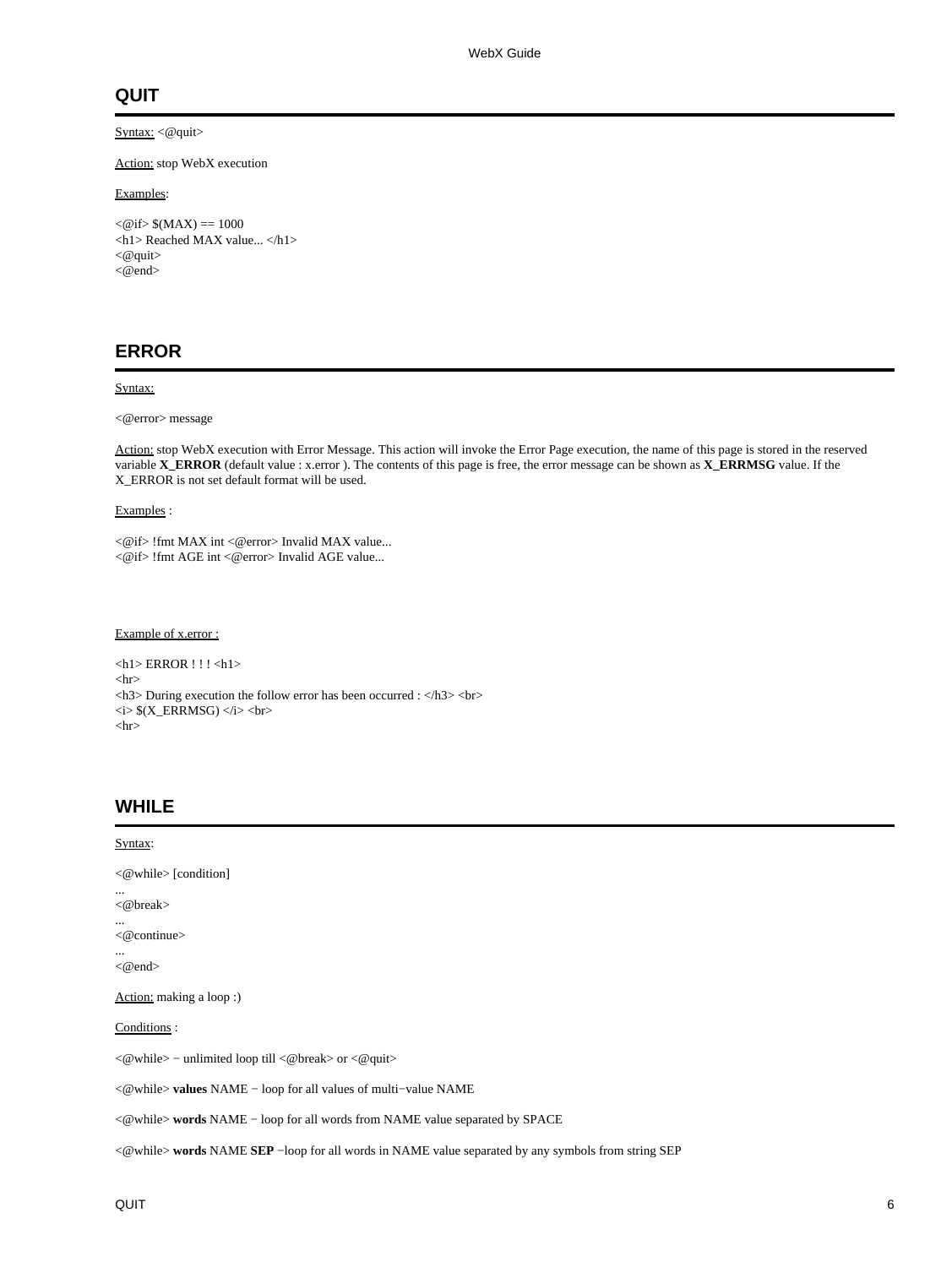## QUIT

Syntax: <@quit>

Action: stop WebX execution

Examples:

```
<@if> $(MAX) == 1000
<h1> Reached MAX value... </h1>
<@quit>
<@end>
```

## ERROR

Syntax:

<@error> message

Action: stop WebX execution with Error Message. This action will invoke the Error Page execution, the name of this page is stored in the reserved variable **X_ERROR** (default value : x.error ). The contents of this page is free, the error message can be shown as **X_ERRMSG** value. If the X_ERROR is not set default format will be used.

Examples :

```
<@if> !fmt MAX int <@error> Invalid MAX value...
<@if> !fmt AGE int <@error> Invalid AGE value...
```

Example of x.error :

```
<h1> ERROR ! ! ! <h1>
<hr>
<h3> During execution the follow error has been occurred : </h3> <br>
<i> $(X_ERRMSG) </i> <br>
<hr>
```

## WHILE

Syntax:

```
<@while> [condition]
...
<@break>
...
<@continue>
...
<@end>
```

Action: making a loop :)

Conditions :

<@while> − unlimited loop till <@break> or <@quit>

<@while> **values** NAME − loop for all values of multi−value NAME

<@while> **words** NAME − loop for all words from NAME value separated by SPACE

<@while> **words** NAME **SEP** −loop for all words in NAME value separated by any symbols from string SEP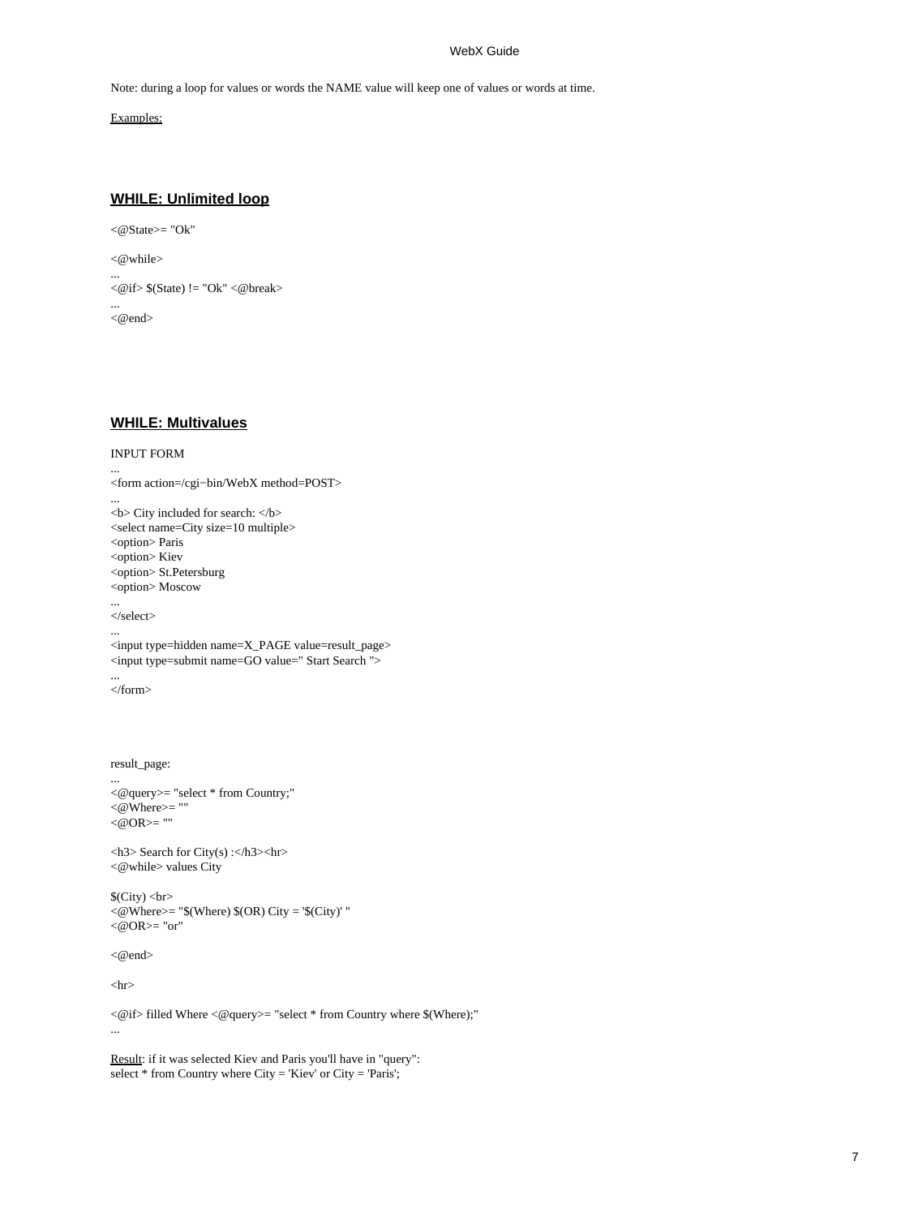Note: during a loop for values or words the NAME value will keep one of values or words at time.

Examples:

## WHILE: Unlimited loop

```
<@State>= "Ok"

<@while>
...
<@if> $(State) != "Ok" <@break>
...
<@end>
```

## WHILE: Multivalues

INPUT FORM

```
...
<form action=/cgi−bin/WebX method=POST>
...
<b> City included for search: </b>
<select name=City size=10 multiple>
<option> Paris
<option> Kiev
<option> St.Petersburg
<option> Moscow
...
</select>
...
<input type=hidden name=X_PAGE value=result_page>
<input type=submit name=GO value=" Start Search ">
...
</form>
```

result_page:

```
...
<@query>= "select * from Country;"
<@Where>= ""
<@OR>= ""

<h3> Search for City(s) :</h3><hr>
<@while> values City

$(City) <br>
<@Where>= "$(Where) $(OR) City = '$(City)' "
<@OR>= "or"

<@end>

<hr>

<@if> filled Where <@query>= "select * from Country where $(Where);"
...
```

Result: if it was selected Kiev and Paris you'll have in "query":
select * from Country where City = 'Kiev' or City = 'Paris';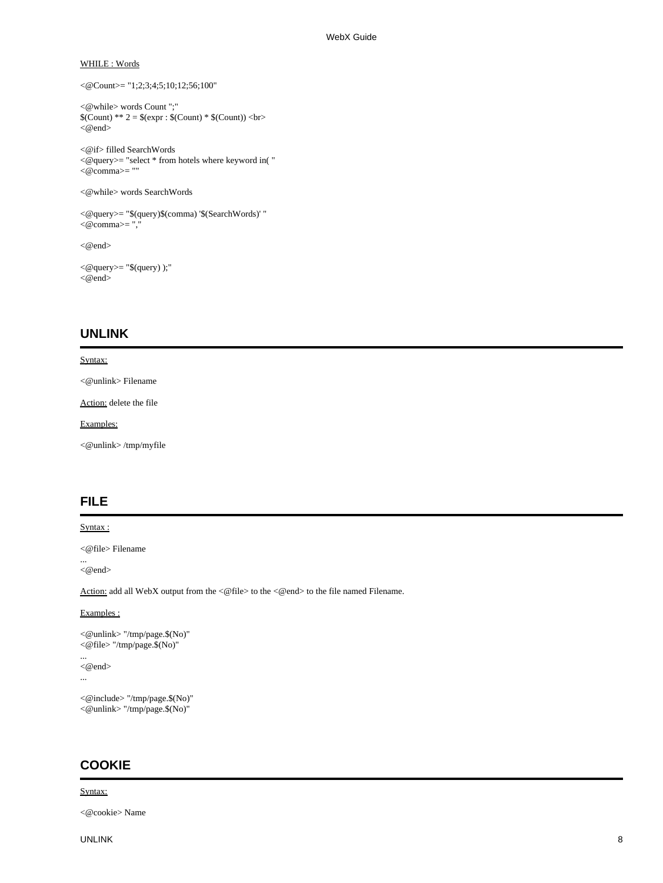WHILE : Words

```
<@Count>= "1;2;3;4;5;10;12;56;100"

<@while> words Count ";"
$(Count) ** 2 = $(expr : $(Count) * $(Count)) <br>
<@end>

<@if> filled SearchWords
<@query>= "select * from hotels where keyword in( "
<@comma>= ""

<@while> words SearchWords

<@query>= "$(query)$(comma) '$(SearchWords)' "
<@comma>= ","

<@end>

<@query>= "$(query) );"
<@end>
```

## UNLINK

Syntax:

```
<@unlink> Filename
```

Action: delete the file

Examples:

```
<@unlink> /tmp/myfile
```

## FILE

Syntax :

```
<@file> Filename
...
<@end>
```

Action: add all WebX output from the <@file> to the <@end> to the file named Filename.

Examples :

```
<@unlink> "/tmp/page.$(No)"
<@file> "/tmp/page.$(No)"
...
<@end>
...

<@include> "/tmp/page.$(No)"
<@unlink> "/tmp/page.$(No)"
```

## COOKIE

Syntax:

```
<@cookie> Name
```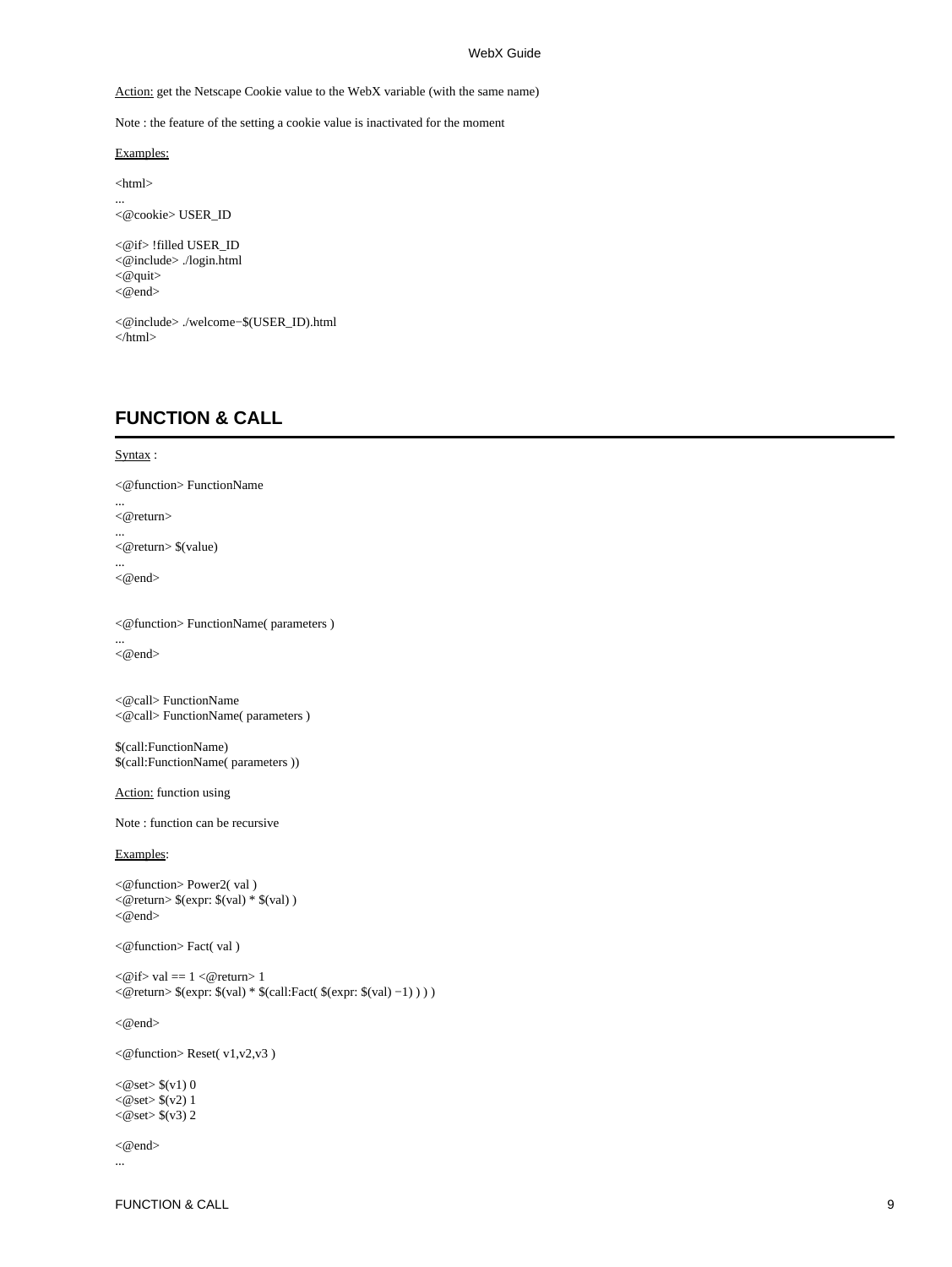Action: get the Netscape Cookie value to the WebX variable (with the same name)

Note : the feature of the setting a cookie value is inactivated for the moment

Examples:

```
<html>
...
<@cookie> USER_ID

<@if> !filled USER_ID
<@include> ./login.html
<@quit>
<@end>

<@include> ./welcome−$(USER_ID).html
</html>
```

## FUNCTION & CALL

Syntax :

```
<@function> FunctionName
...
<@return>
...
<@return> $(value)
...
<@end>


<@function> FunctionName( parameters )
...
<@end>


<@call> FunctionName
<@call> FunctionName( parameters )

$(call:FunctionName)
$(call:FunctionName( parameters ))
```

Action: function using

Note : function can be recursive

Examples:

```
<@function> Power2( val )
<@return> $(expr: $(val) * $(val) )
<@end>

<@function> Fact( val )

<@if> val == 1 <@return> 1
<@return> $(expr: $(val) * $(call:Fact( $(expr: $(val) −1) ) ) )

<@end>

<@function> Reset( v1,v2,v3 )

<@set> $(v1) 0
<@set> $(v2) 1
<@set> $(v3) 2

<@end>
...
```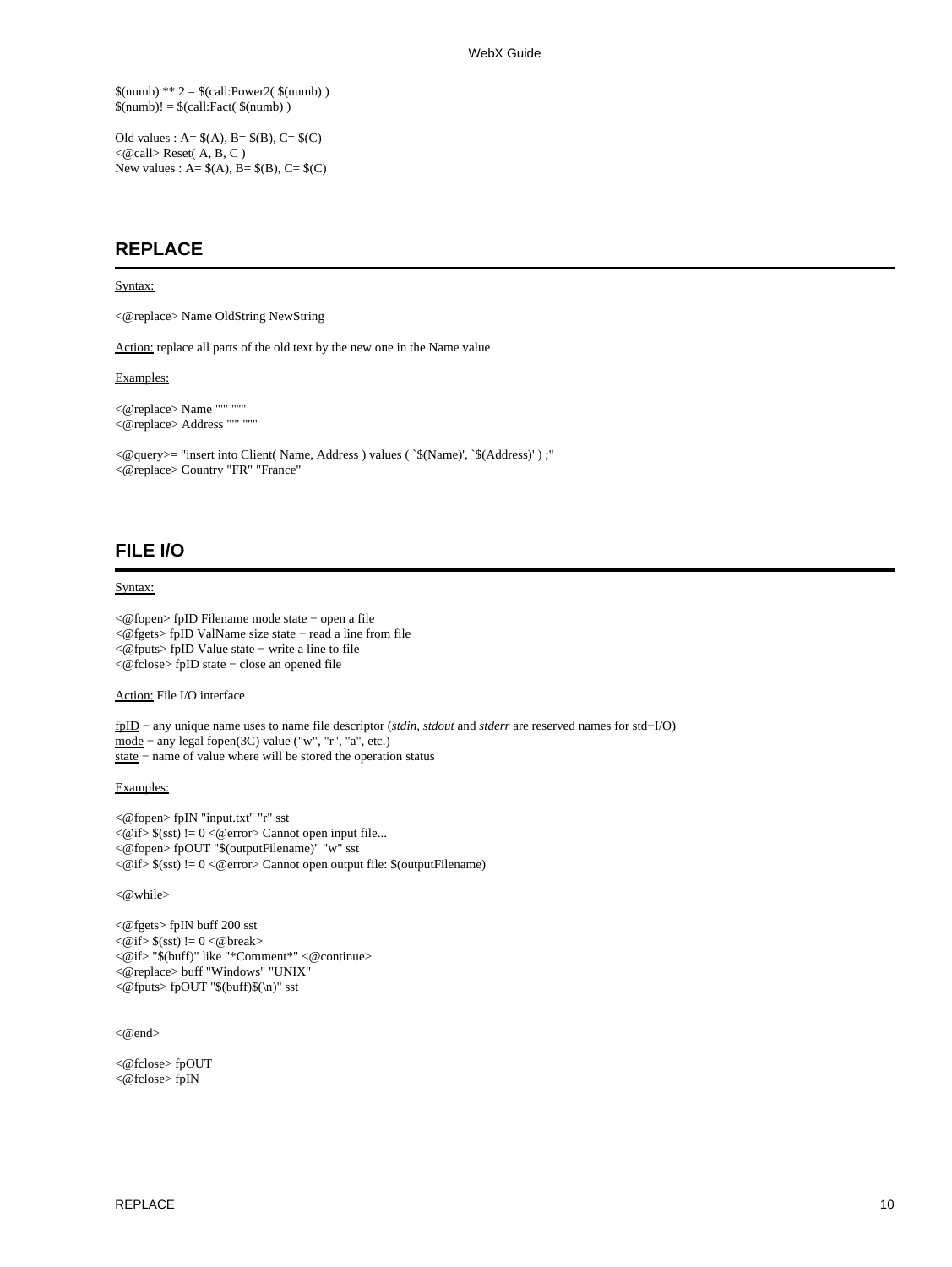$(numb) ** 2 = $(call:Power2( $(numb) )
$(numb)! = $(call:Fact( $(numb) )

Old values : A= $(A), B= $(B), C= $(C)
<@call> Reset( A, B, C )
New values : A= $(A), B= $(B), C= $(C)

## REPLACE

Syntax:

<@replace> Name OldString NewString

Action: replace all parts of the old text by the new one in the Name value

Examples:

```
<@replace> Name "'" "''"
<@replace> Address "'" "''"

<@query>= "insert into Client( Name, Address ) values ( `$(Name)', `$(Address)' ) ;"
<@replace> Country "FR" "France"
```

## FILE I/O

Syntax:

<@fopen> fpID Filename mode state − open a file
<@fgets> fpID ValName size state − read a line from file
<@fputs> fpID Value state − write a line to file
<@fclose> fpID state − close an opened file

Action: File I/O interface

fpID − any unique name uses to name file descriptor (*stdin*, *stdout* and *stderr* are reserved names for std−I/O)
mode − any legal fopen(3C) value ("w", "r", "a", etc.)
state − name of value where will be stored the operation status

Examples:

```
<@fopen> fpIN "input.txt" "r" sst
<@if> $(sst) != 0 <@error> Cannot open input file...
<@fopen> fpOUT "$(outputFilename)" "w" sst
<@if> $(sst) != 0 <@error> Cannot open output file: $(outputFilename)

<@while>

<@fgets> fpIN buff 200 sst
<@if> $(sst) != 0 <@break>
<@if> "$(buff)" like "*Comment*" <@continue>
<@replace> buff "Windows" "UNIX"
<@fputs> fpOUT "$(buff)$(\n)" sst

<@end>

<@fclose> fpOUT
<@fclose> fpIN
```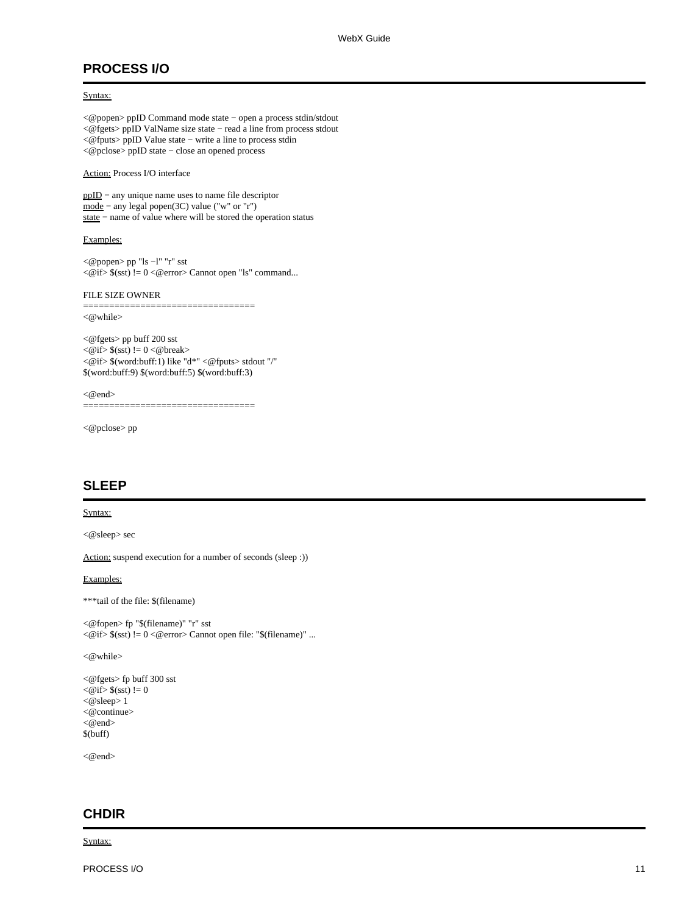## PROCESS I/O

Syntax:

<@popen> ppID Command mode state − open a process stdin/stdout
<@fgets> ppID ValName size state − read a line from process stdout
<@fputs> ppID Value state − write a line to process stdin
<@pclose> ppID state − close an opened process

Action: Process I/O interface

ppID − any unique name uses to name file descriptor
mode − any legal popen(3C) value ("w" or "r")
state − name of value where will be stored the operation status

Examples:

```
<@popen> pp "ls −l" "r" sst
<@if> $(sst) != 0 <@error> Cannot open "ls" command...

FILE SIZE OWNER
================================
<@while>

<@fgets> pp buff 200 sst
<@if> $(sst) != 0 <@break>
<@if> $(word:buff:1) like "d*" <@fputs> stdout "/"
$(word:buff:9) $(word:buff:5) $(word:buff:3)

<@end>
================================

<@pclose> pp
```

## SLEEP

Syntax:

<@sleep> sec

Action: suspend execution for a number of seconds (sleep :))

Examples:

```
***tail of the file: $(filename)

<@fopen> fp "$(filename)" "r" sst
<@if> $(sst) != 0 <@error> Cannot open file: "$(filename)" ...

<@while>

<@fgets> fp buff 300 sst
<@if> $(sst) != 0
<@sleep> 1
<@continue>
<@end>
$(buff)

<@end>
```

## CHDIR

Syntax: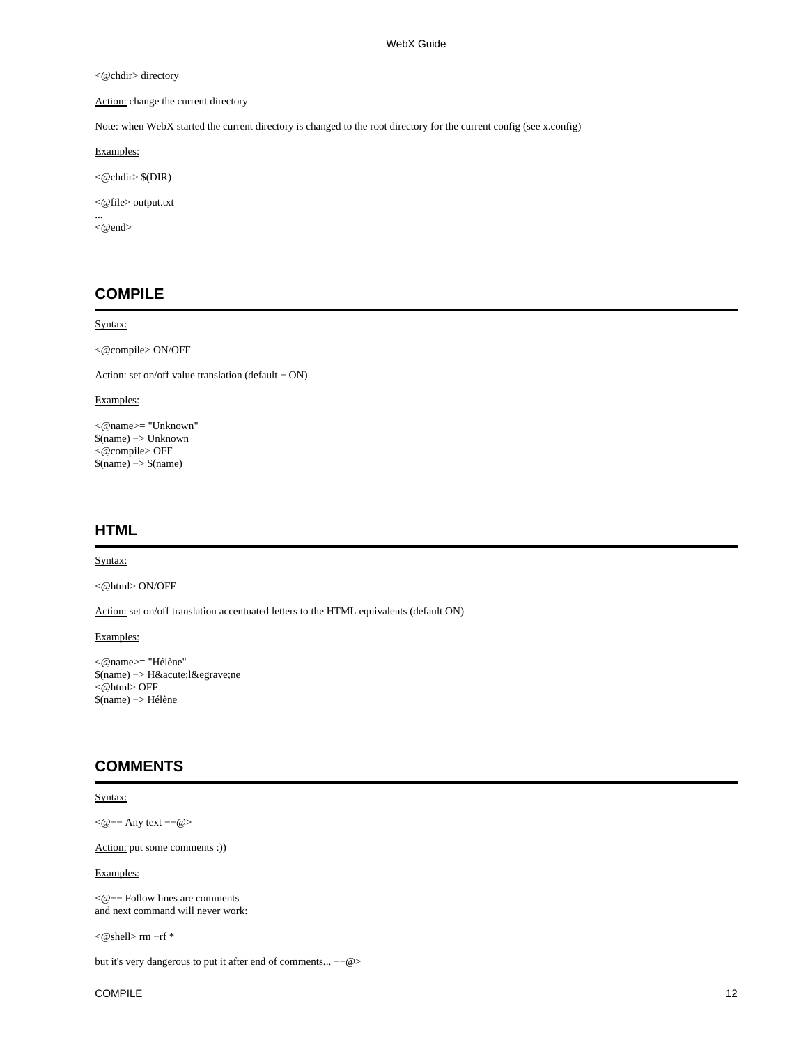<@chdir> directory

Action: change the current directory

Note: when WebX started the current directory is changed to the root directory for the current config (see x.config)

Examples:

```
<@chdir> $(DIR)

<@file> output.txt
...
<@end>
```

## COMPILE

Syntax:

<@compile> ON/OFF

Action: set on/off value translation (default − ON)

Examples:

```
<@name>= "Unknown"
$(name) −> Unknown
<@compile> OFF
$(name) −> $(name)
```

## HTML

Syntax:

<@html> ON/OFF

Action: set on/off translation accentuated letters to the HTML equivalents (default ON)

Examples:

```
<@name>= "Hélène"
$(name) −> H&acute;l&egrave;ne
<@html> OFF
$(name) −> Hélène
```

## COMMENTS

Syntax:

<@−− Any text −−@>

Action: put some comments :))

Examples:

```
<@−− Follow lines are comments
and next command will never work:

<@shell> rm −rf *

but it's very dangerous to put it after end of comments... −−@>
```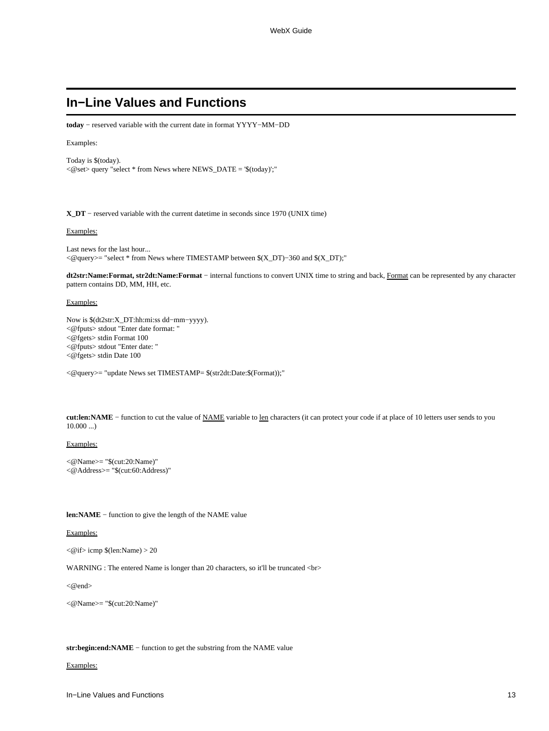## In−Line Values and Functions

**today** − reserved variable with the current date in format YYYY−MM−DD

Examples:

```
Today is $(today).
<@set> query "select * from News where NEWS_DATE = '$(today)';"
```

**X_DT** − reserved variable with the current datetime in seconds since 1970 (UNIX time)

Examples:

```
Last news for the last hour...
<@query>= "select * from News where TIMESTAMP between $(X_DT)−360 and $(X_DT);"
```

**dt2str:Name:Format, str2dt:Name:Format** − internal functions to convert UNIX time to string and back, Format can be represented by any character pattern contains DD, MM, HH, etc.

Examples:

```
Now is $(dt2str:X_DT:hh:mi:ss dd−mm−yyyy).
<@fputs> stdout "Enter date format: "
<@fgets> stdin Format 100
<@fputs> stdout "Enter date: "
<@fgets> stdin Date 100

<@query>= "update News set TIMESTAMP= $(str2dt:Date:$(Format));"
```

**cut:len:NAME** − function to cut the value of NAME variable to len characters (it can protect your code if at place of 10 letters user sends to you 10.000 ...)

Examples:

```
<@Name>= "$(cut:20:Name)"
<@Address>= "$(cut:60:Address)"
```

**len:NAME** − function to give the length of the NAME value

Examples:

```
<@if> icmp $(len:Name) > 20

WARNING : The entered Name is longer than 20 characters, so it'll be truncated <br>

<@end>

<@Name>= "$(cut:20:Name)"
```

**str:begin:end:NAME** − function to get the substring from the NAME value

Examples: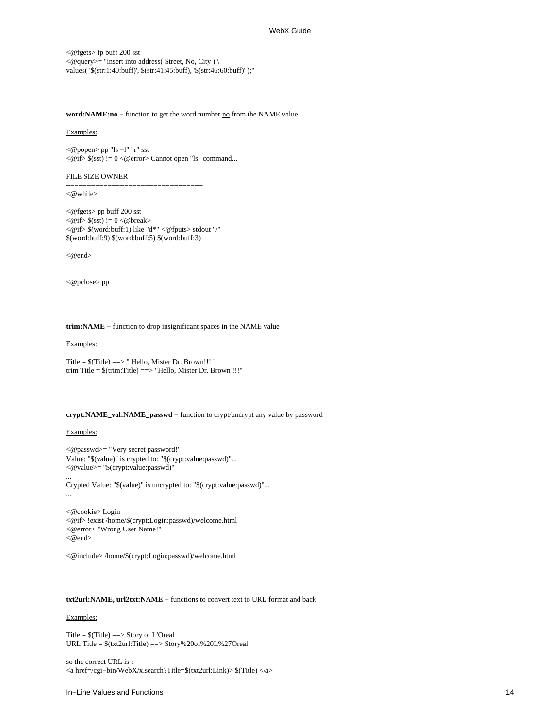```
<@fgets> fp buff 200 sst
<@query>= "insert into address( Street, No, City ) \
values( '$(str:1:40:buff)', $(str:41:45:buff), '$(str:46:60:buff)' );"
```

**word:NAME:no** − function to get the word number no from the NAME value

Examples:

```
<@popen> pp "ls −l" "r" sst
<@if> $(sst) != 0 <@error> Cannot open "ls" command...

FILE SIZE OWNER
================================
<@while>

<@fgets> pp buff 200 sst
<@if> $(sst) != 0 <@break>
<@if> $(word:buff:1) like "d*" <@fputs> stdout "/"
$(word:buff:9) $(word:buff:5) $(word:buff:3)

<@end>
================================

<@pclose> pp
```

**trim:NAME** − function to drop insignificant spaces in the NAME value

Examples:

```
Title = $(Title) ==> " Hello, Mister Dr. Brown!!! "
trim Title = $(trim:Title) ==> "Hello, Mister Dr. Brown !!!"
```

**crypt:NAME_val:NAME_passwd** − function to crypt/uncrypt any value by password

Examples:

```
<@passwd>= "Very secret password!"
Value: "$(value)" is crypted to: "$(crypt:value:passwd)"...
<@value>= "$(crypt:value:passwd)"
...
Crypted Value: "$(value)" is uncrypted to: "$(crypt:value:passwd)"...
...

<@cookie> Login
<@if> !exist /home/$(crypt:Login:passwd)/welcome.html
<@error> "Wrong User Name!"
<@end>

<@include> /home/$(crypt:Login:passwd)/welcome.html
```

**txt2url:NAME, url2txt:NAME** − functions to convert text to URL format and back

Examples:

```
Title = $(Title) ==> Story of L'Oreal
URL Title = $(txt2url:Title) ==> Story%20of%20L%27Oreal

so the correct URL is :
<a href=/cgi−bin/WebX/x.search?Title=$(txt2url:Link)> $(Title) </a>
```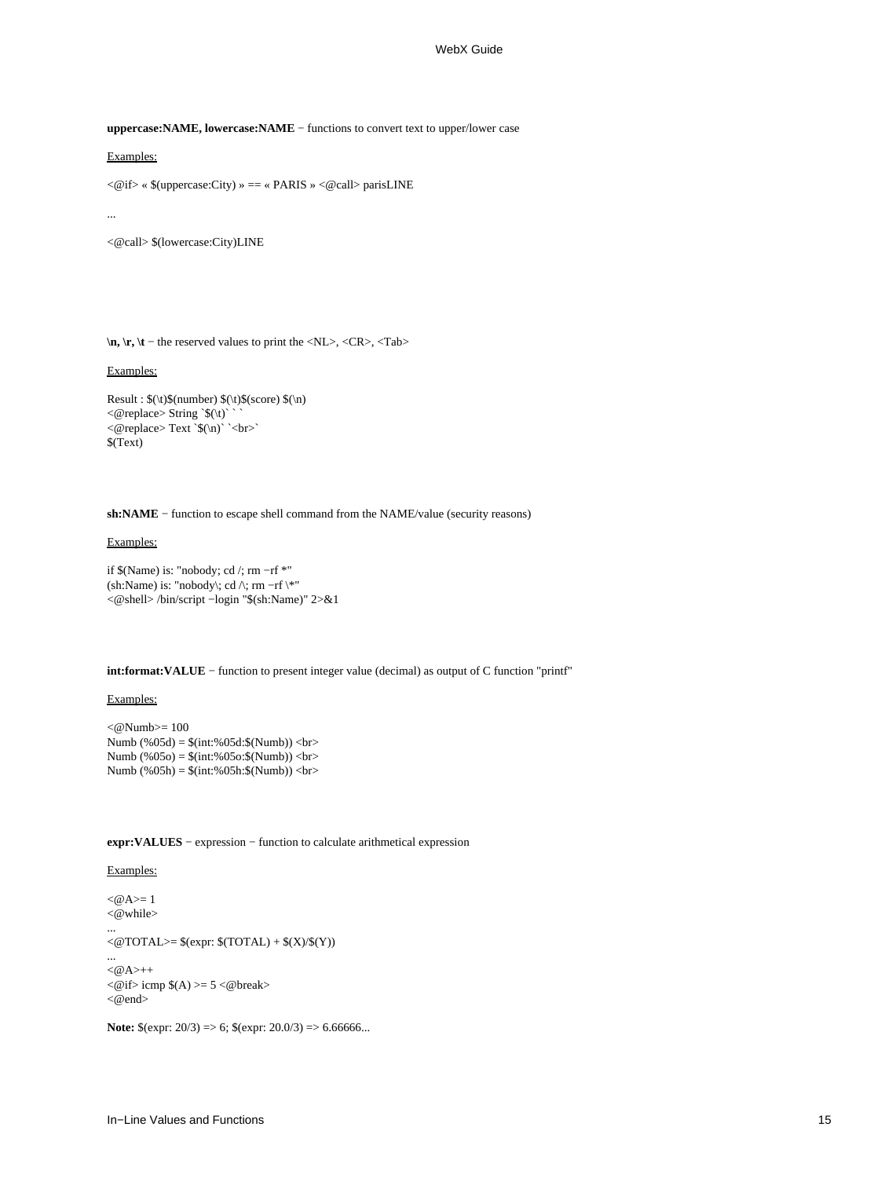**uppercase:NAME, lowercase:NAME** − functions to convert text to upper/lower case

Examples:

```
<@if> « $(uppercase:City) » == « PARIS » <@call> parisLINE

...

<@call> $(lowercase:City)LINE
```

**\n, \r, \t** − the reserved values to print the <NL>, <CR>, <Tab>

Examples:

```
Result : $(\t)$(number) $(\t)$(score) $(\n)
<@replace> String `$(\t)` ` `
<@replace> Text `$(\n)` `<br>`
$(Text)
```

**sh:NAME** − function to escape shell command from the NAME/value (security reasons)

Examples:

```
if $(Name) is: "nobody; cd /; rm −rf *"
(sh:Name) is: "nobody\; cd /\; rm −rf \*"
<@shell> /bin/script −login "$(sh:Name)" 2>&1
```

**int:format:VALUE** − function to present integer value (decimal) as output of C function "printf"

Examples:

```
<@Numb>= 100
Numb (%05d) = $(int:%05d:$(Numb)) <br>
Numb (%05o) = $(int:%05o:$(Numb)) <br>
Numb (%05h) = $(int:%05h:$(Numb)) <br>
```

**expr:VALUES** − expression − function to calculate arithmetical expression

Examples:

```
<@A>= 1
<@while>
...
<@TOTAL>= $(expr: $(TOTAL) + $(X)/$(Y))
...
<@A>++
<@if> icmp $(A) >= 5 <@break>
<@end>
```

**Note:** $(expr: 20/3) => 6; $(expr: 20.0/3) => 6.66666...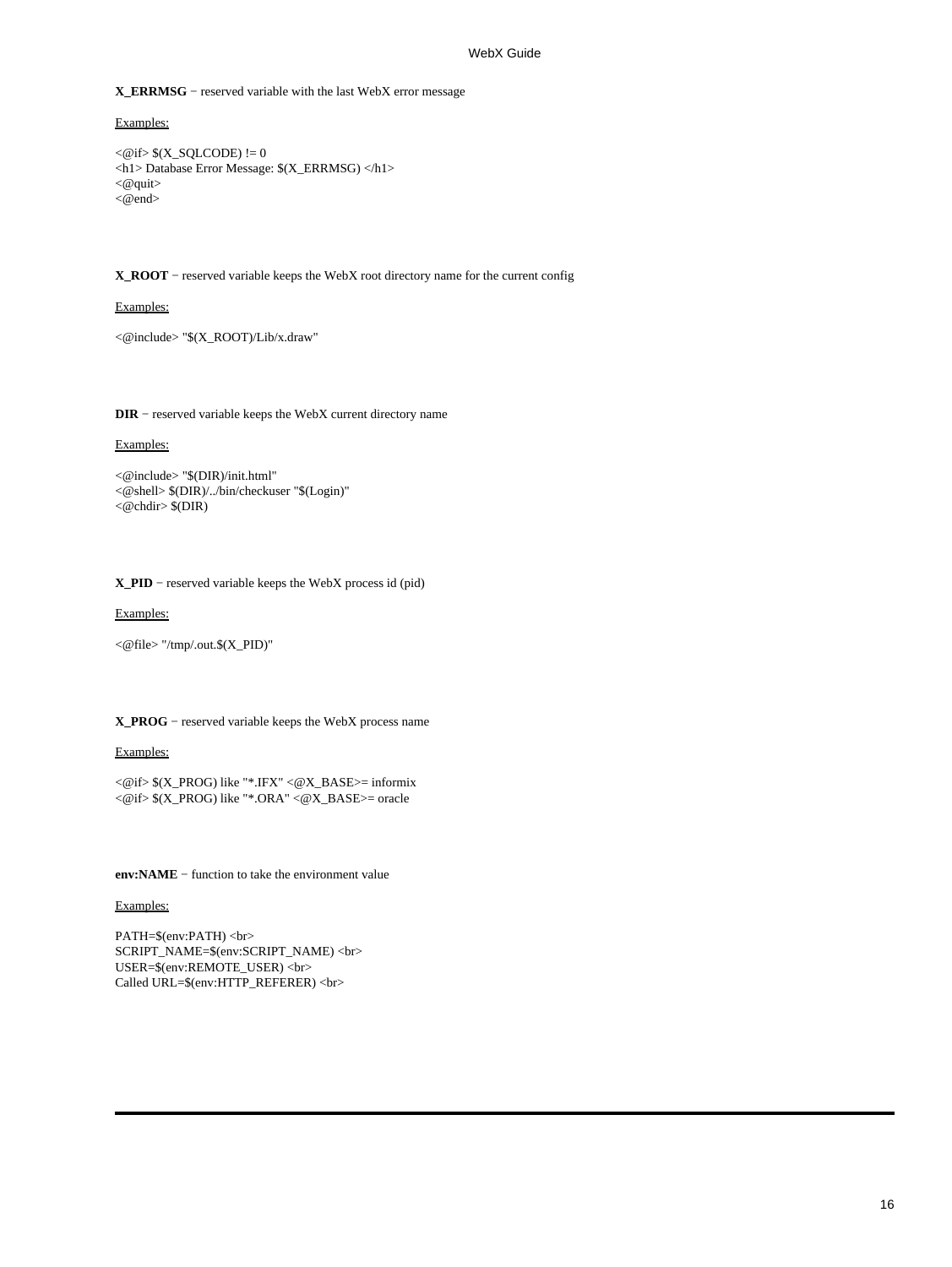**X_ERRMSG** − reserved variable with the last WebX error message

Examples:

```
<@if> $(X_SQLCODE) != 0
<h1> Database Error Message: $(X_ERRMSG) </h1>
<@quit>
<@end>
```

**X_ROOT** − reserved variable keeps the WebX root directory name for the current config

Examples:

```
<@include> "$(X_ROOT)/Lib/x.draw"
```

**DIR** − reserved variable keeps the WebX current directory name

Examples:

```
<@include> "$(DIR)/init.html"
<@shell> $(DIR)/../bin/checkuser "$(Login)"
<@chdir> $(DIR)
```

**X_PID** − reserved variable keeps the WebX process id (pid)

Examples:

```
<@file> "/tmp/.out.$(X_PID)"
```

**X_PROG** − reserved variable keeps the WebX process name

Examples:

```
<@if> $(X_PROG) like "*.IFX" <@X_BASE>= informix
<@if> $(X_PROG) like "*.ORA" <@X_BASE>= oracle
```

**env:NAME** − function to take the environment value

Examples:

```
PATH=$(env:PATH) <br>
SCRIPT_NAME=$(env:SCRIPT_NAME) <br>
USER=$(env:REMOTE_USER) <br>
Called URL=$(env:HTTP_REFERER) <br>
```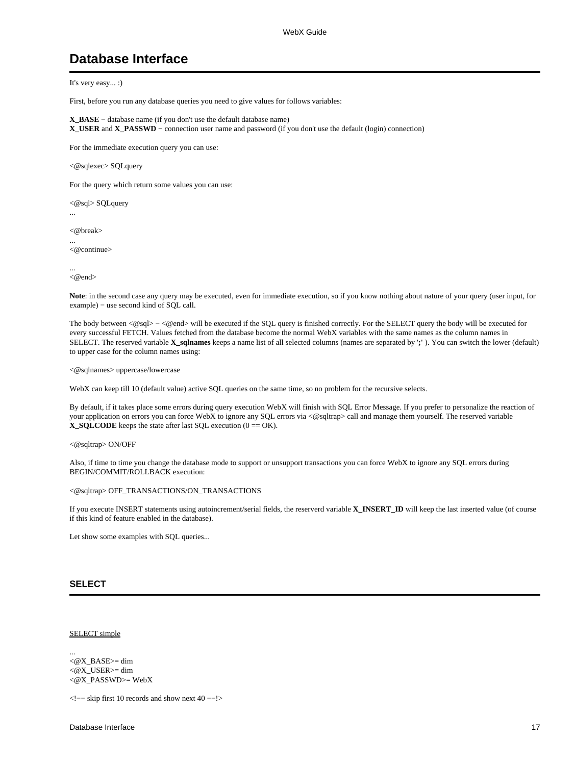# Database Interface

It's very easy... :)

First, before you run any database queries you need to give values for follows variables:

**X_BASE** − database name (if you don't use the default database name)
**X_USER** and **X_PASSWD** − connection user name and password (if you don't use the default (login) connection)

For the immediate execution query you can use:

<@sqlexec> SQLquery

For the query which return some values you can use:

```
<@sql> SQLquery
...
<@break>
...
<@continue>
...
<@end>
```

**Note**: in the second case any query may be executed, even for immediate execution, so if you know nothing about nature of your query (user input, for example) − use second kind of SQL call.

The body between <@sql> − <@end> will be executed if the SQL query is finished correctly. For the SELECT query the body will be executed for every successful FETCH. Values fetched from the database become the normal WebX variables with the same names as the column names in SELECT. The reserved variable **X_sqlnames** keeps a name list of all selected columns (names are separated by '**;**' ). You can switch the lower (default) to upper case for the column names using:

<@sqlnames> uppercase/lowercase

WebX can keep till 10 (default value) active SQL queries on the same time, so no problem for the recursive selects.

By default, if it takes place some errors during query execution WebX will finish with SQL Error Message. If you prefer to personalize the reaction of your application on errors you can force WebX to ignore any SQL errors via <@sqltrap> call and manage them yourself. The reserved variable **X_SQLCODE** keeps the state after last SQL execution (0 == OK).

<@sqltrap> ON/OFF

Also, if time to time you change the database mode to support or unsupport transactions you can force WebX to ignore any SQL errors during BEGIN/COMMIT/ROLLBACK execution:

<@sqltrap> OFF_TRANSACTIONS/ON_TRANSACTIONS

If you execute INSERT statements using autoincrement/serial fields, the reserverd variable **X_INSERT_ID** will keep the last inserted value (of course if this kind of feature enabled in the database).

Let show some examples with SQL queries...

## SELECT

SELECT simple

```
...
<@X_BASE>= dim
<@X_USER>= dim
<@X_PASSWD>= WebX

<!−− skip first 10 records and show next 40 −−!>
```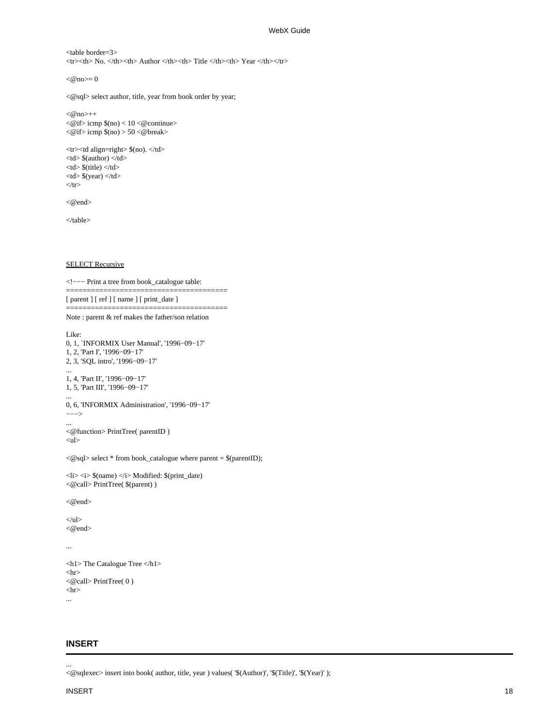```
<table border=3>
<tr><th> No. </th><th> Author </th><th> Title </th><th> Year </th></tr>

<@no>= 0

<@sql> select author, title, year from book order by year;

<@no>++
<@if> icmp $(no) < 10 <@continue>
<@if> icmp $(no) > 50 <@break>

<tr><td align=right> $(no). </td>
<td> $(author) </td>
<td> $(title) </td>
<td> $(year) </td>
</tr>

<@end>

</table>
```

SELECT Recursive

```
<!--- Print a tree from book_catalogue table:
=======================================
[ parent ] [ ref ] [ name ] [ print_date ]
=======================================
Note : parent & ref makes the father/son relation

Like:
0, 1, `INFORMIX User Manual', '1996-09-17'
1, 2, 'Part I', '1996-09-17'
2, 3, 'SQL intro', '1996-09-17'
...
1, 4, 'Part II', '1996-09-17'
1, 5, 'Part III', '1996-09-17'
...
0, 6, 'INFORMIX Administration', '1996-09-17'
--->
...
<@function> PrintTree( parentID )
<ul>

<@sql> select * from book_catalogue where parent = $(parentID);

<li> <i> $(name) </i> Modified: $(print_date)
<@call> PrintTree( $(parent) )

<@end>

</ul>
<@end>

...

<h1> The Catalogue Tree </h1>
<hr>
<@call> PrintTree( 0 )
<hr>
...
```

## INSERT

```
...
<@sqlexec> insert into book( author, title, year ) values( '$(Author)', '$(Title)', '$(Year)' );
```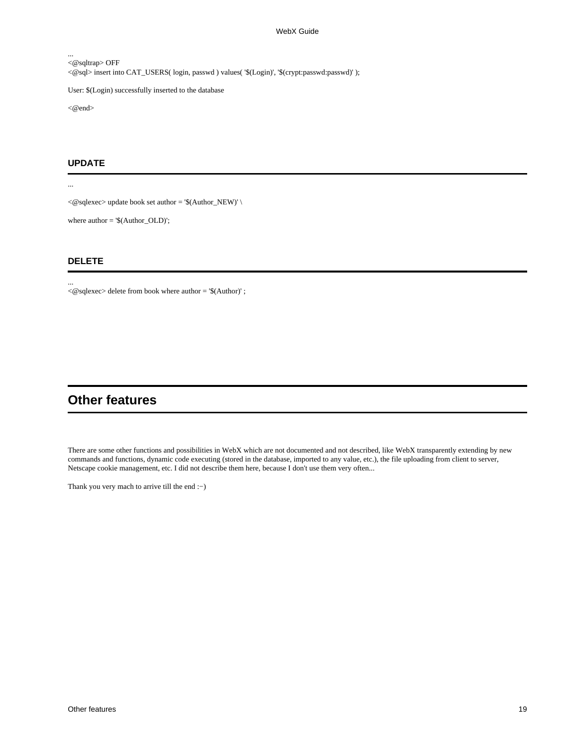```
...
<@sqltrap> OFF
<@sql> insert into CAT_USERS( login, passwd ) values( '$(Login)', '$(crypt:passwd:passwd)' );

User: $(Login) successfully inserted to the database

<@end>
```

### UPDATE

```
...

<@sqlexec> update book set author = '$(Author_NEW)' \

where author = '$(Author_OLD)';
```

### DELETE

```
...
<@sqlexec> delete from book where author = '$(Author)' ;
```

## Other features

There are some other functions and possibilities in WebX which are not documented and not described, like WebX transparently extending by new commands and functions, dynamic code executing (stored in the database, imported to any value, etc.), the file uploading from client to server, Netscape cookie management, etc. I did not describe them here, because I don't use them very often...

Thank you very mach to arrive till the end :−)